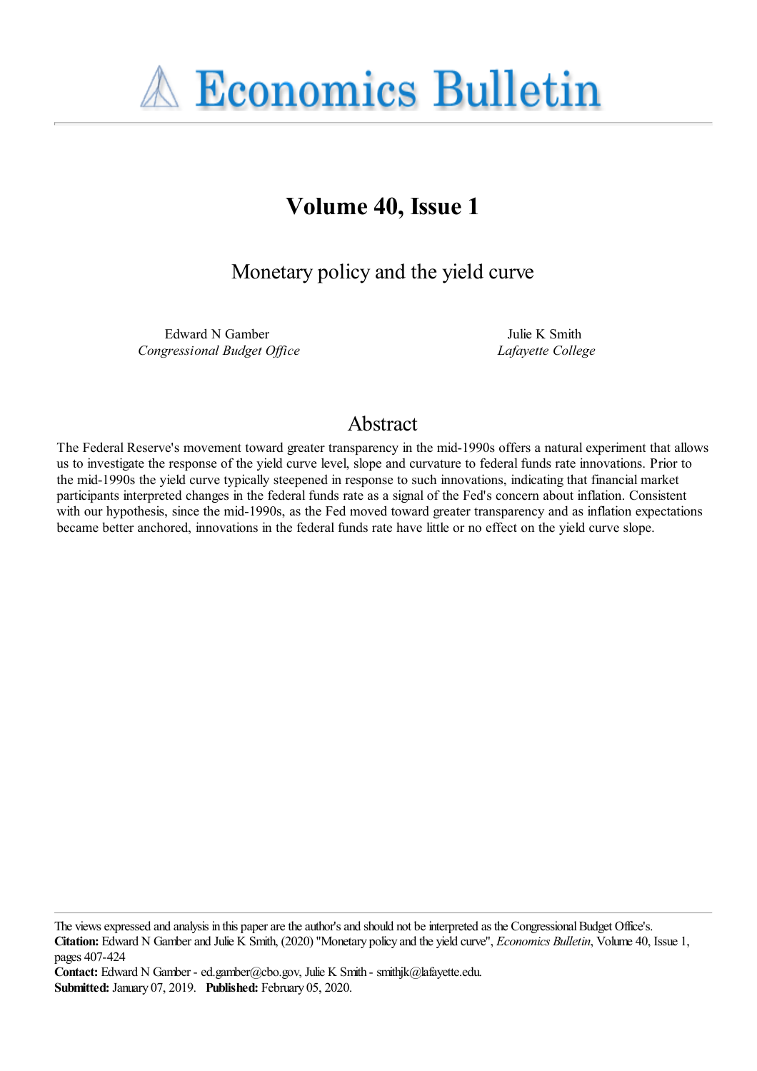# Economics Bulletin

## Volume 40, Issue 1

### Monetary policy and the yield curve

Edward N Gamber
*Congressional Budget Office*

Julie K Smith
*Lafayette College*

## Abstract

The Federal Reserve's movement toward greater transparency in the mid-1990s offers a natural experiment that allows us to investigate the response of the yield curve level, slope and curvature to federal funds rate innovations. Prior to the mid-1990s the yield curve typically steepened in response to such innovations, indicating that financial market participants interpreted changes in the federal funds rate as a signal of the Fed's concern about inflation. Consistent with our hypothesis, since the mid-1990s, as the Fed moved toward greater transparency and as inflation expectations became better anchored, innovations in the federal funds rate have little or no effect on the yield curve slope.

The views expressed and analysis in this paper are the author's and should not be interpreted as the Congressional Budget Office's.

**Citation:** Edward N Gamber and Julie K Smith, (2020) "Monetary policy and the yield curve", *Economics Bulletin*, Volume 40, Issue 1, pages 407-424

**Contact:** Edward N Gamber - ed.gamber@cbo.gov, Julie K Smith - smithjk@lafayette.edu.

**Submitted:** January 07, 2019. **Published:** February 05, 2020.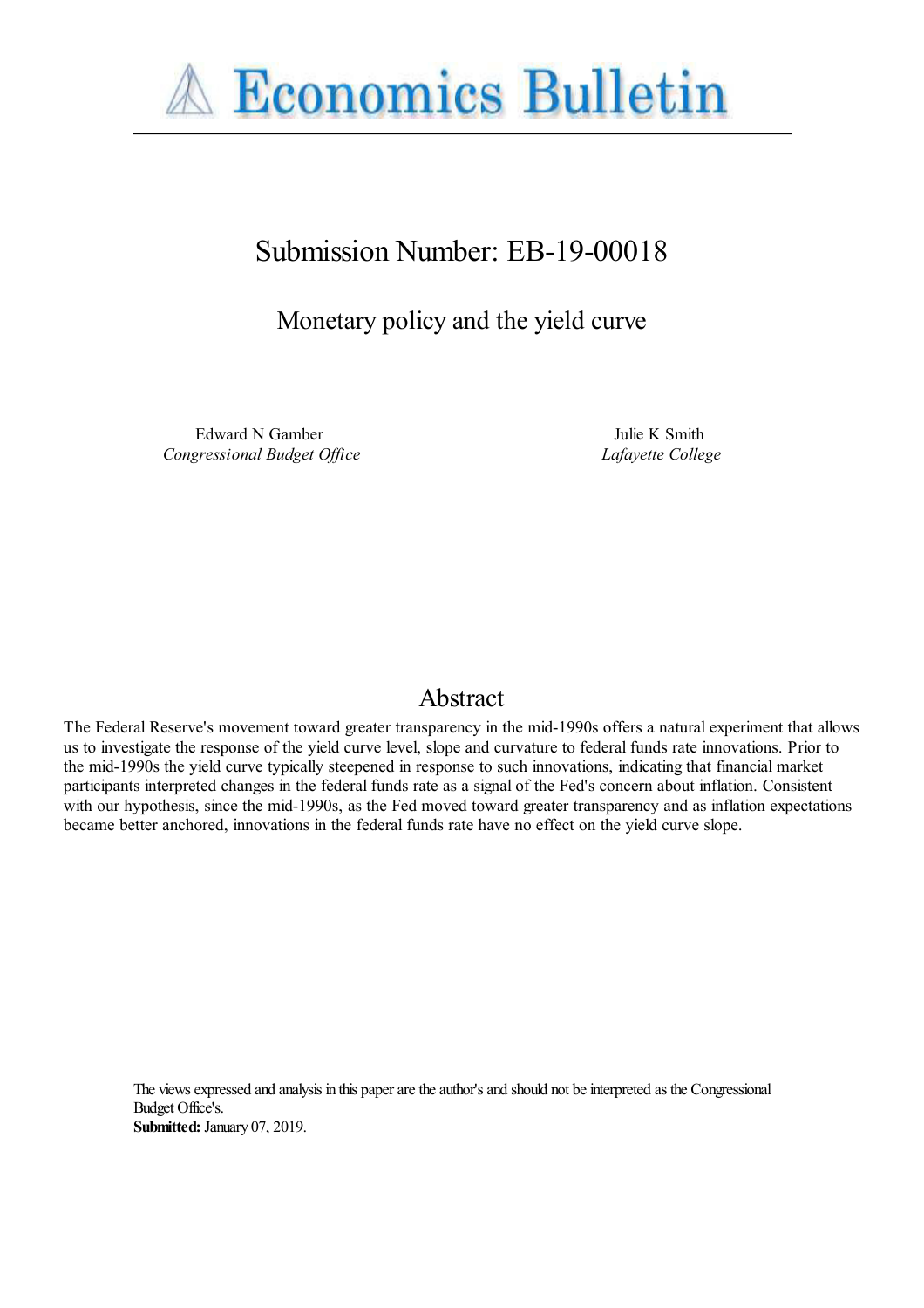# Submission Number: EB-19-00018

## Monetary policy and the yield curve

Edward N Gamber
*Congressional Budget Office*

Julie K Smith
*Lafayette College*

## Abstract

The Federal Reserve's movement toward greater transparency in the mid-1990s offers a natural experiment that allows us to investigate the response of the yield curve level, slope and curvature to federal funds rate innovations. Prior to the mid-1990s the yield curve typically steepened in response to such innovations, indicating that financial market participants interpreted changes in the federal funds rate as a signal of the Fed's concern about inflation. Consistent with our hypothesis, since the mid-1990s, as the Fed moved toward greater transparency and as inflation expectations became better anchored, innovations in the federal funds rate have no effect on the yield curve slope.

The views expressed and analysis in this paper are the author's and should not be interpreted as the Congressional Budget Office's.

**Submitted:** January 07, 2019.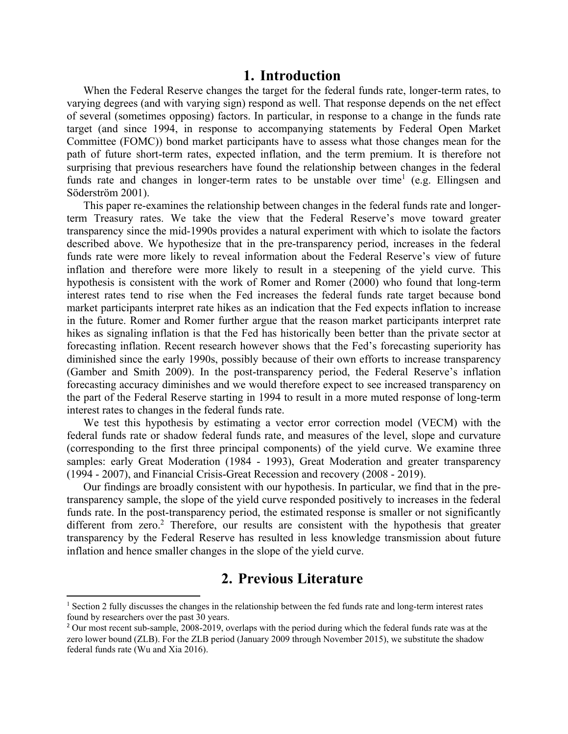# 1. Introduction

When the Federal Reserve changes the target for the federal funds rate, longer-term rates, to varying degrees (and with varying sign) respond as well. That response depends on the net effect of several (sometimes opposing) factors. In particular, in response to a change in the funds rate target (and since 1994, in response to accompanying statements by Federal Open Market Committee (FOMC)) bond market participants have to assess what those changes mean for the path of future short-term rates, expected inflation, and the term premium. It is therefore not surprising that previous researchers have found the relationship between changes in the federal funds rate and changes in longer-term rates to be unstable over time[1] (e.g. Ellingsen and Söderström 2001).

This paper re-examines the relationship between changes in the federal funds rate and longer-term Treasury rates. We take the view that the Federal Reserve's move toward greater transparency since the mid-1990s provides a natural experiment with which to isolate the factors described above. We hypothesize that in the pre-transparency period, increases in the federal funds rate were more likely to reveal information about the Federal Reserve's view of future inflation and therefore were more likely to result in a steepening of the yield curve. This hypothesis is consistent with the work of Romer and Romer (2000) who found that long-term interest rates tend to rise when the Fed increases the federal funds rate target because bond market participants interpret rate hikes as an indication that the Fed expects inflation to increase in the future. Romer and Romer further argue that the reason market participants interpret rate hikes as signaling inflation is that the Fed has historically been better than the private sector at forecasting inflation. Recent research however shows that the Fed's forecasting superiority has diminished since the early 1990s, possibly because of their own efforts to increase transparency (Gamber and Smith 2009). In the post-transparency period, the Federal Reserve's inflation forecasting accuracy diminishes and we would therefore expect to see increased transparency on the part of the Federal Reserve starting in 1994 to result in a more muted response of long-term interest rates to changes in the federal funds rate.

We test this hypothesis by estimating a vector error correction model (VECM) with the federal funds rate or shadow federal funds rate, and measures of the level, slope and curvature (corresponding to the first three principal components) of the yield curve. We examine three samples: early Great Moderation (1984 - 1993), Great Moderation and greater transparency (1994 - 2007), and Financial Crisis-Great Recession and recovery (2008 - 2019).

Our findings are broadly consistent with our hypothesis. In particular, we find that in the pre-transparency sample, the slope of the yield curve responded positively to increases in the federal funds rate. In the post-transparency period, the estimated response is smaller or not significantly different from zero.[2] Therefore, our results are consistent with the hypothesis that greater transparency by the Federal Reserve has resulted in less knowledge transmission about future inflation and hence smaller changes in the slope of the yield curve.

# 2. Previous Literature

[1] Section 2 fully discusses the changes in the relationship between the fed funds rate and long-term interest rates found by researchers over the past 30 years.

[2] Our most recent sub-sample, 2008-2019, overlaps with the period during which the federal funds rate was at the zero lower bound (ZLB). For the ZLB period (January 2009 through November 2015), we substitute the shadow federal funds rate (Wu and Xia 2016).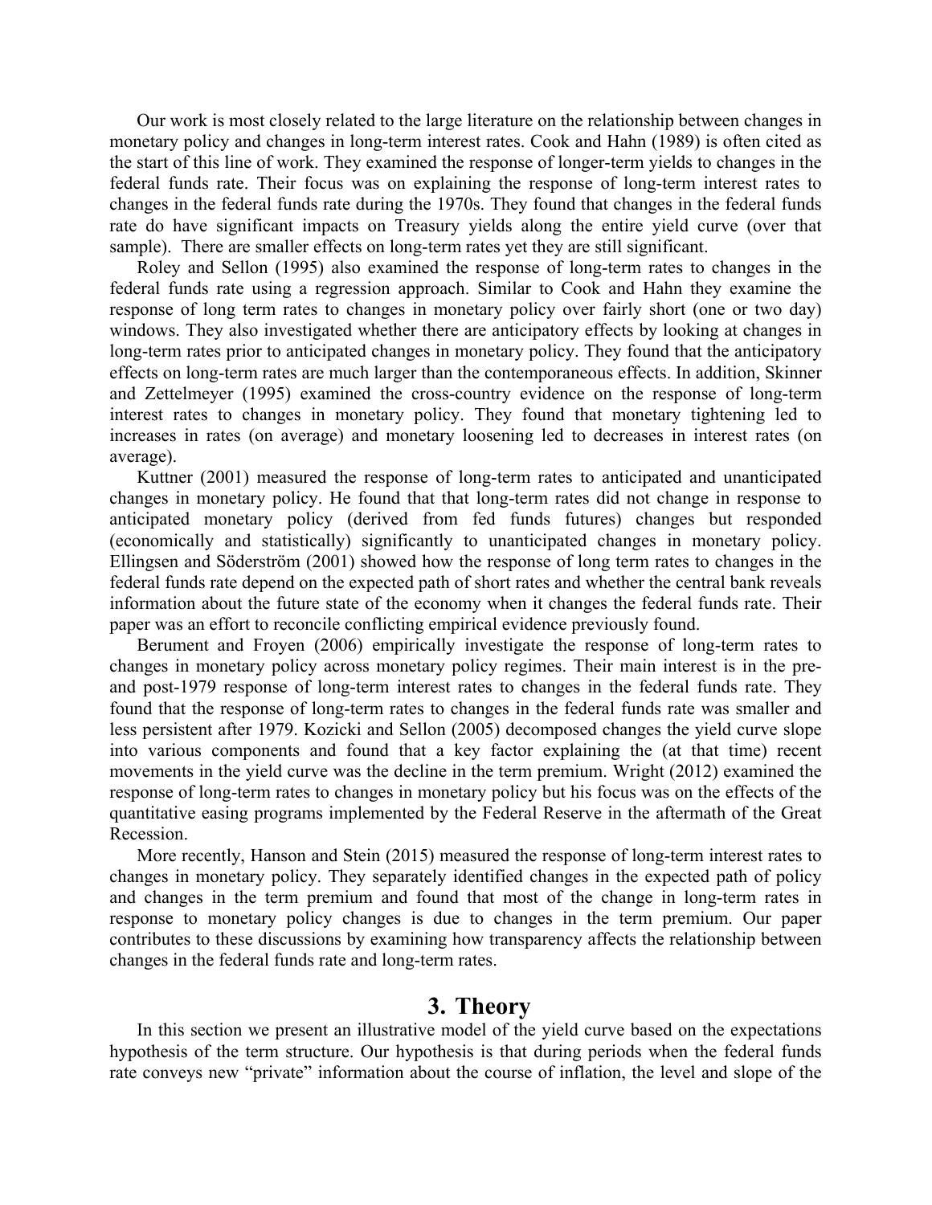Our work is most closely related to the large literature on the relationship between changes in monetary policy and changes in long-term interest rates. Cook and Hahn (1989) is often cited as the start of this line of work. They examined the response of longer-term yields to changes in the federal funds rate. Their focus was on explaining the response of long-term interest rates to changes in the federal funds rate during the 1970s. They found that changes in the federal funds rate do have significant impacts on Treasury yields along the entire yield curve (over that sample). There are smaller effects on long-term rates yet they are still significant.

Roley and Sellon (1995) also examined the response of long-term rates to changes in the federal funds rate using a regression approach. Similar to Cook and Hahn they examine the response of long term rates to changes in monetary policy over fairly short (one or two day) windows. They also investigated whether there are anticipatory effects by looking at changes in long-term rates prior to anticipated changes in monetary policy. They found that the anticipatory effects on long-term rates are much larger than the contemporaneous effects. In addition, Skinner and Zettelmeyer (1995) examined the cross-country evidence on the response of long-term interest rates to changes in monetary policy. They found that monetary tightening led to increases in rates (on average) and monetary loosening led to decreases in interest rates (on average).

Kuttner (2001) measured the response of long-term rates to anticipated and unanticipated changes in monetary policy. He found that that long-term rates did not change in response to anticipated monetary policy (derived from fed funds futures) changes but responded (economically and statistically) significantly to unanticipated changes in monetary policy. Ellingsen and Söderström (2001) showed how the response of long term rates to changes in the federal funds rate depend on the expected path of short rates and whether the central bank reveals information about the future state of the economy when it changes the federal funds rate. Their paper was an effort to reconcile conflicting empirical evidence previously found.

Berument and Froyen (2006) empirically investigate the response of long-term rates to changes in monetary policy across monetary policy regimes. Their main interest is in the pre- and post-1979 response of long-term interest rates to changes in the federal funds rate. They found that the response of long-term rates to changes in the federal funds rate was smaller and less persistent after 1979. Kozicki and Sellon (2005) decomposed changes the yield curve slope into various components and found that a key factor explaining the (at that time) recent movements in the yield curve was the decline in the term premium. Wright (2012) examined the response of long-term rates to changes in monetary policy but his focus was on the effects of the quantitative easing programs implemented by the Federal Reserve in the aftermath of the Great Recession.

More recently, Hanson and Stein (2015) measured the response of long-term interest rates to changes in monetary policy. They separately identified changes in the expected path of policy and changes in the term premium and found that most of the change in long-term rates in response to monetary policy changes is due to changes in the term premium. Our paper contributes to these discussions by examining how transparency affects the relationship between changes in the federal funds rate and long-term rates.

## 3. Theory

In this section we present an illustrative model of the yield curve based on the expectations hypothesis of the term structure. Our hypothesis is that during periods when the federal funds rate conveys new "private" information about the course of inflation, the level and slope of the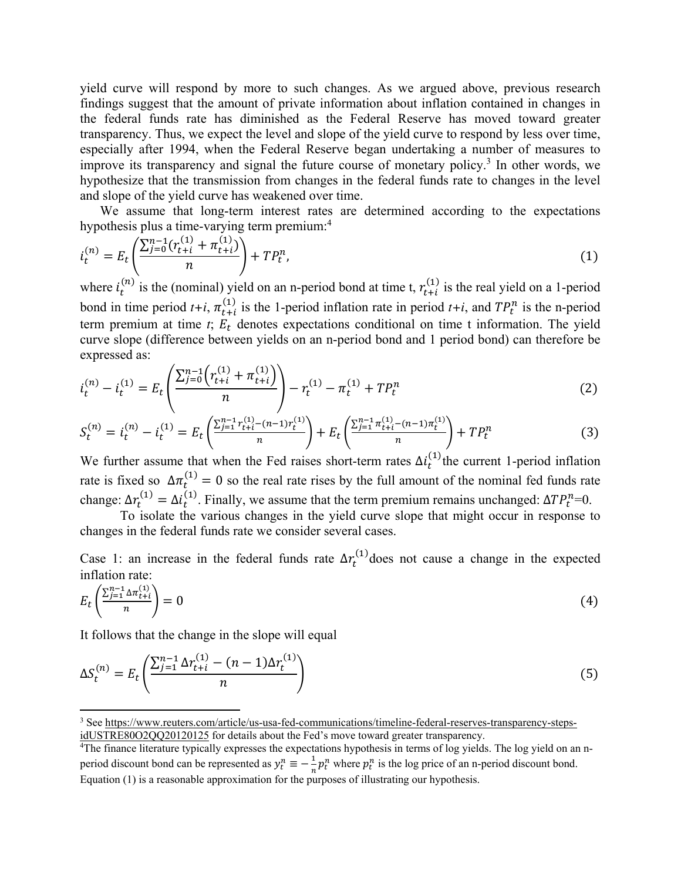yield curve will respond by more to such changes. As we argued above, previous research findings suggest that the amount of private information about inflation contained in changes in the federal funds rate has diminished as the Federal Reserve has moved toward greater transparency. Thus, we expect the level and slope of the yield curve to respond by less over time, especially after 1994, when the Federal Reserve began undertaking a number of measures to improve its transparency and signal the future course of monetary policy.[3] In other words, we hypothesize that the transmission from changes in the federal funds rate to changes in the level and slope of the yield curve has weakened over time.

We assume that long-term interest rates are determined according to the expectations hypothesis plus a time-varying term premium:[4]

$$i_t^{(n)} = E_t\left(\frac{\sum_{j=0}^{n-1}(r_{t+i}^{(1)} + \pi_{t+i}^{(1)})}{n}\right) + TP_t^n, \tag{1}$$

where $i_t^{(n)}$ is the (nominal) yield on an n-period bond at time t, $r_{t+i}^{(1)}$ is the real yield on a 1-period bond in time period $t+i$, $\pi_{t+i}^{(1)}$ is the 1-period inflation rate in period $t+i$, and $TP_t^n$ is the n-period term premium at time $t$; $E_t$ denotes expectations conditional on time t information. The yield curve slope (difference between yields on an n-period bond and 1 period bond) can therefore be expressed as:

$$i_t^{(n)} - i_t^{(1)} = E_t\left(\frac{\sum_{j=0}^{n-1}\left(r_{t+i}^{(1)} + \pi_{t+i}^{(1)}\right)}{n}\right) - r_t^{(1)} - \pi_t^{(1)} + TP_t^n \tag{2}$$

$$S_t^{(n)} = i_t^{(n)} - i_t^{(1)} = E_t\left(\frac{\sum_{j=1}^{n-1} r_{t+i}^{(1)} - (n-1)r_t^{(1)}}{n}\right) + E_t\left(\frac{\sum_{j=1}^{n-1} \pi_{t+i}^{(1)} - (n-1)\pi_t^{(1)}}{n}\right) + TP_t^n \tag{3}$$

We further assume that when the Fed raises short-term rates $\Delta i_t^{(1)}$ the current 1-period inflation rate is fixed so $\Delta\pi_t^{(1)} = 0$ so the real rate rises by the full amount of the nominal fed funds rate change: $\Delta r_t^{(1)} = \Delta i_t^{(1)}$. Finally, we assume that the term premium remains unchanged: $\Delta TP_t^n$=0.

To isolate the various changes in the yield curve slope that might occur in response to changes in the federal funds rate we consider several cases.

Case 1: an increase in the federal funds rate $\Delta r_t^{(1)}$ does not cause a change in the expected inflation rate:

$$E_t\left(\frac{\sum_{j=1}^{n-1} \Delta\pi_{t+i}^{(1)}}{n}\right) = 0 \tag{4}$$

It follows that the change in the slope will equal

$$\Delta S_t^{(n)} = E_t\left(\frac{\sum_{j=1}^{n-1} \Delta r_{t+i}^{(1)} - (n-1)\Delta r_t^{(1)}}{n}\right) \tag{5}$$

---

[3] See https://www.reuters.com/article/us-usa-fed-communications/timeline-federal-reserves-transparency-steps-idUSTRE80O2QQ20120125 for details about the Fed's move toward greater transparency.

[4] The finance literature typically expresses the expectations hypothesis in terms of log yields. The log yield on an n-period discount bond can be represented as $y_t^n \equiv -\frac{1}{n}p_t^n$ where $p_t^n$ is the log price of an n-period discount bond. Equation (1) is a reasonable approximation for the purposes of illustrating our hypothesis.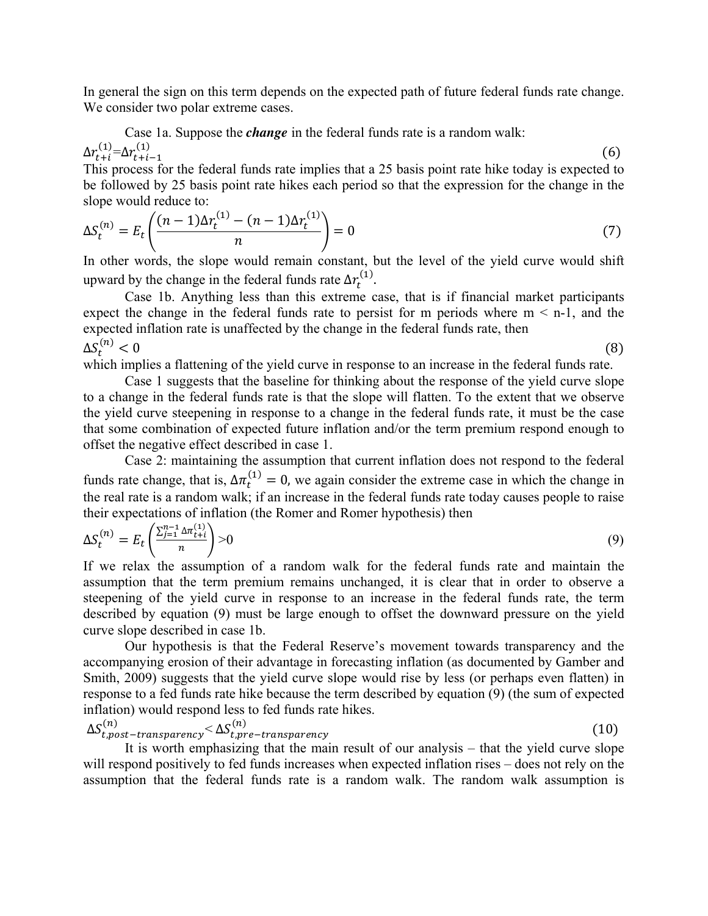In general the sign on this term depends on the expected path of future federal funds rate change. We consider two polar extreme cases.

Case 1a. Suppose the ***change*** in the federal funds rate is a random walk:

$$\Delta r_{t+i}^{(1)} = \Delta r_{t+i-1}^{(1)} \tag{6}$$

This process for the federal funds rate implies that a 25 basis point rate hike today is expected to be followed by 25 basis point rate hikes each period so that the expression for the change in the slope would reduce to:

$$\Delta S_t^{(n)} = E_t\left(\frac{(n-1)\Delta r_t^{(1)} - (n-1)\Delta r_t^{(1)}}{n}\right) = 0 \tag{7}$$

In other words, the slope would remain constant, but the level of the yield curve would shift upward by the change in the federal funds rate $\Delta r_t^{(1)}$.

Case 1b. Anything less than this extreme case, that is if financial market participants expect the change in the federal funds rate to persist for m periods where m < n-1, and the expected inflation rate is unaffected by the change in the federal funds rate, then

$$\Delta S_t^{(n)} < 0 \tag{8}$$

which implies a flattening of the yield curve in response to an increase in the federal funds rate.

Case 1 suggests that the baseline for thinking about the response of the yield curve slope to a change in the federal funds rate is that the slope will flatten. To the extent that we observe the yield curve steepening in response to a change in the federal funds rate, it must be the case that some combination of expected future inflation and/or the term premium respond enough to offset the negative effect described in case 1.

Case 2: maintaining the assumption that current inflation does not respond to the federal funds rate change, that is, $\Delta \pi_t^{(1)} = 0$, we again consider the extreme case in which the change in the real rate is a random walk; if an increase in the federal funds rate today causes people to raise their expectations of inflation (the Romer and Romer hypothesis) then

$$\Delta S_t^{(n)} = E_t\left(\frac{\sum_{j=1}^{n-1} \Delta \pi_{t+i}^{(1)}}{n}\right) > 0 \tag{9}$$

If we relax the assumption of a random walk for the federal funds rate and maintain the assumption that the term premium remains unchanged, it is clear that in order to observe a steepening of the yield curve in response to an increase in the federal funds rate, the term described by equation (9) must be large enough to offset the downward pressure on the yield curve slope described in case 1b.

Our hypothesis is that the Federal Reserve's movement towards transparency and the accompanying erosion of their advantage in forecasting inflation (as documented by Gamber and Smith, 2009) suggests that the yield curve slope would rise by less (or perhaps even flatten) in response to a fed funds rate hike because the term described by equation (9) (the sum of expected inflation) would respond less to fed funds rate hikes.

$$\Delta S_{t,post-transparency}^{(n)} < \Delta S_{t,pre-transparency}^{(n)} \tag{10}$$

It is worth emphasizing that the main result of our analysis – that the yield curve slope will respond positively to fed funds increases when expected inflation rises – does not rely on the assumption that the federal funds rate is a random walk. The random walk assumption is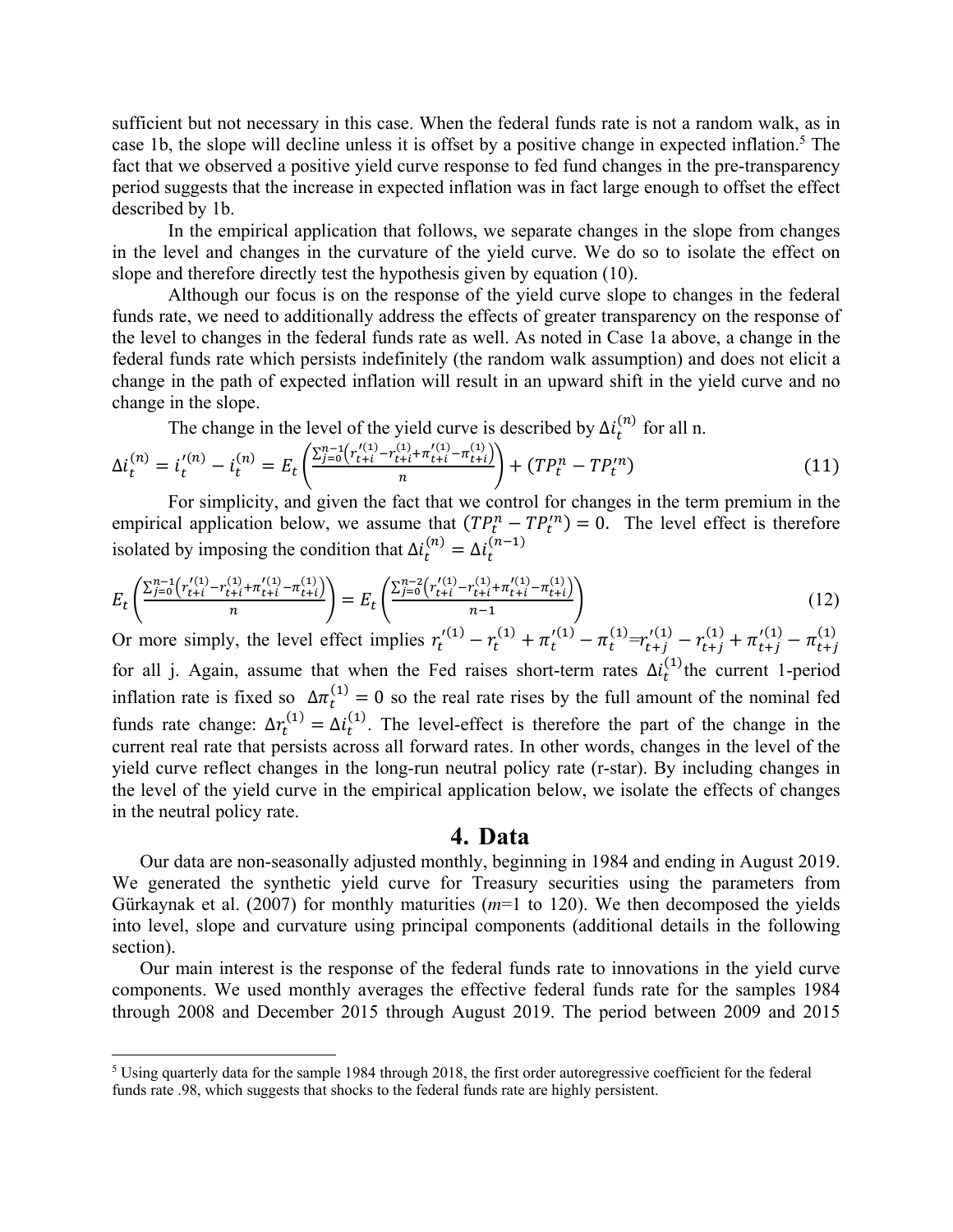sufficient but not necessary in this case. When the federal funds rate is not a random walk, as in case 1b, the slope will decline unless it is offset by a positive change in expected inflation.[5] The fact that we observed a positive yield curve response to fed fund changes in the pre-transparency period suggests that the increase in expected inflation was in fact large enough to offset the effect described by 1b.

In the empirical application that follows, we separate changes in the slope from changes in the level and changes in the curvature of the yield curve. We do so to isolate the effect on slope and therefore directly test the hypothesis given by equation (10).

Although our focus is on the response of the yield curve slope to changes in the federal funds rate, we need to additionally address the effects of greater transparency on the response of the level to changes in the federal funds rate as well. As noted in Case 1a above, a change in the federal funds rate which persists indefinitely (the random walk assumption) and does not elicit a change in the path of expected inflation will result in an upward shift in the yield curve and no change in the slope.

The change in the level of the yield curve is described by $\Delta i_t^{(n)}$ for all n.

$$\Delta i_t^{(n)} = i_t'^{(n)} - i_t^{(n)} = E_t\left(\frac{\sum_{j=0}^{n-1}\left(r_{t+i}'^{(1)} - r_{t+i}^{(1)} + \pi_{t+i}'^{(1)} - \pi_{t+i}^{(1)}\right)}{n}\right) + \left(TP_t^n - TP_t'^n\right) \tag{11}$$

For simplicity, and given the fact that we control for changes in the term premium in the empirical application below, we assume that $(TP_t^n - TP_t'^n) = 0$. The level effect is therefore isolated by imposing the condition that $\Delta i_t^{(n)} = \Delta i_t^{(n-1)}$

$$E_t\left(\frac{\sum_{j=0}^{n-1}\left(r_{t+i}'^{(1)} - r_{t+i}^{(1)} + \pi_{t+i}'^{(1)} - \pi_{t+i}^{(1)}\right)}{n}\right) = E_t\left(\frac{\sum_{j=0}^{n-2}\left(r_{t+i}'^{(1)} - r_{t+i}^{(1)} + \pi_{t+i}'^{(1)} - \pi_{t+i}^{(1)}\right)}{n-1}\right) \tag{12}$$

Or more simply, the level effect implies $r_t'^{(1)} - r_t^{(1)} + \pi_t'^{(1)} - \pi_t^{(1)} = r_{t+j}'^{(1)} - r_{t+j}^{(1)} + \pi_{t+j}'^{(1)} - \pi_{t+j}^{(1)}$ for all j. Again, assume that when the Fed raises short-term rates $\Delta i_t^{(1)}$ the current 1-period inflation rate is fixed so $\Delta \pi_t^{(1)} = 0$ so the real rate rises by the full amount of the nominal fed funds rate change: $\Delta r_t^{(1)} = \Delta i_t^{(1)}$. The level-effect is therefore the part of the change in the current real rate that persists across all forward rates. In other words, changes in the level of the yield curve reflect changes in the long-run neutral policy rate (r-star). By including changes in the level of the yield curve in the empirical application below, we isolate the effects of changes in the neutral policy rate.

## 4. Data

Our data are non-seasonally adjusted monthly, beginning in 1984 and ending in August 2019. We generated the synthetic yield curve for Treasury securities using the parameters from Gürkaynak et al. (2007) for monthly maturities (*m*=1 to 120). We then decomposed the yields into level, slope and curvature using principal components (additional details in the following section).

Our main interest is the response of the federal funds rate to innovations in the yield curve components. We used monthly averages the effective federal funds rate for the samples 1984 through 2008 and December 2015 through August 2019. The period between 2009 and 2015

[5] Using quarterly data for the sample 1984 through 2018, the first order autoregressive coefficient for the federal funds rate .98, which suggests that shocks to the federal funds rate are highly persistent.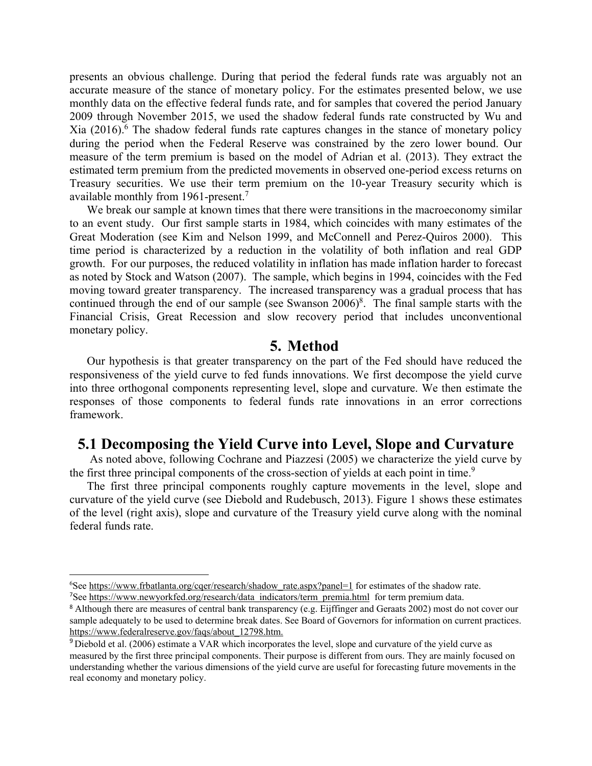presents an obvious challenge. During that period the federal funds rate was arguably not an accurate measure of the stance of monetary policy. For the estimates presented below, we use monthly data on the effective federal funds rate, and for samples that covered the period January 2009 through November 2015, we used the shadow federal funds rate constructed by Wu and Xia (2016).[6] The shadow federal funds rate captures changes in the stance of monetary policy during the period when the Federal Reserve was constrained by the zero lower bound. Our measure of the term premium is based on the model of Adrian et al. (2013). They extract the estimated term premium from the predicted movements in observed one-period excess returns on Treasury securities. We use their term premium on the 10-year Treasury security which is available monthly from 1961-present.[7]

We break our sample at known times that there were transitions in the macroeconomy similar to an event study. Our first sample starts in 1984, which coincides with many estimates of the Great Moderation (see Kim and Nelson 1999, and McConnell and Perez-Quiros 2000). This time period is characterized by a reduction in the volatility of both inflation and real GDP growth. For our purposes, the reduced volatility in inflation has made inflation harder to forecast as noted by Stock and Watson (2007). The sample, which begins in 1994, coincides with the Fed moving toward greater transparency. The increased transparency was a gradual process that has continued through the end of our sample (see Swanson 2006)[8]. The final sample starts with the Financial Crisis, Great Recession and slow recovery period that includes unconventional monetary policy.

# 5. Method

Our hypothesis is that greater transparency on the part of the Fed should have reduced the responsiveness of the yield curve to fed funds innovations. We first decompose the yield curve into three orthogonal components representing level, slope and curvature. We then estimate the responses of those components to federal funds rate innovations in an error corrections framework.

## 5.1 Decomposing the Yield Curve into Level, Slope and Curvature

As noted above, following Cochrane and Piazzesi (2005) we characterize the yield curve by the first three principal components of the cross-section of yields at each point in time.[9]

The first three principal components roughly capture movements in the level, slope and curvature of the yield curve (see Diebold and Rudebusch, 2013). Figure 1 shows these estimates of the level (right axis), slope and curvature of the Treasury yield curve along with the nominal federal funds rate.

---

[6] See https://www.frbatlanta.org/cqer/research/shadow_rate.aspx?panel=1 for estimates of the shadow rate.

[7] See https://www.newyorkfed.org/research/data_indicators/term_premia.html for term premium data.

[8] Although there are measures of central bank transparency (e.g. Eijffinger and Geraats 2002) most do not cover our sample adequately to be used to determine break dates. See Board of Governors for information on current practices. https://www.federalreserve.gov/faqs/about_12798.htm.

[9] Diebold et al. (2006) estimate a VAR which incorporates the level, slope and curvature of the yield curve as measured by the first three principal components. Their purpose is different from ours. They are mainly focused on understanding whether the various dimensions of the yield curve are useful for forecasting future movements in the real economy and monetary policy.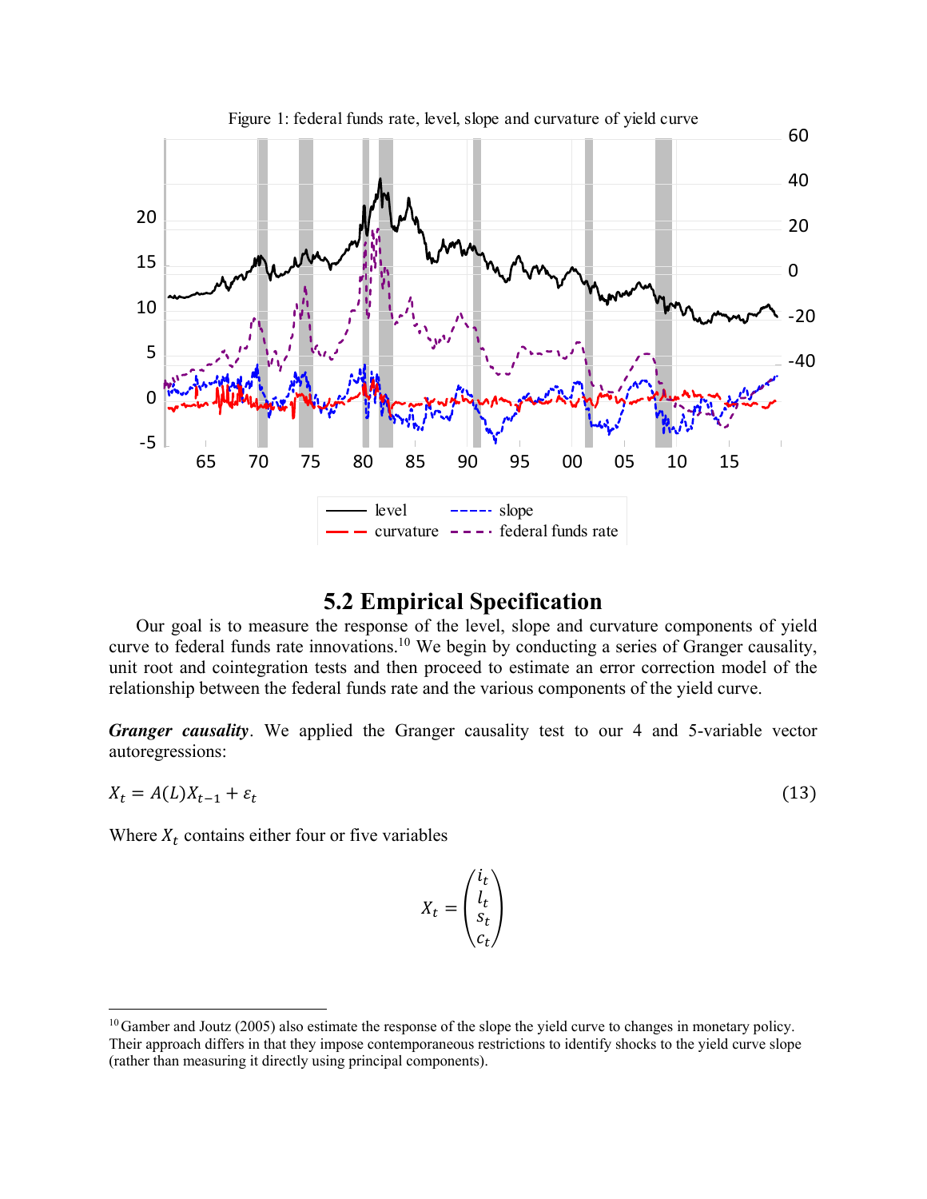Figure 1: federal funds rate, level, slope and curvature of yield curve

## 5.2 Empirical Specification

Our goal is to measure the response of the level, slope and curvature components of yield curve to federal funds rate innovations.[10] We begin by conducting a series of Granger causality, unit root and cointegration tests and then proceed to estimate an error correction model of the relationship between the federal funds rate and the various components of the yield curve.

***Granger causality***. We applied the Granger causality test to our 4 and 5-variable vector autoregressions:

$$X_t = A(L)X_{t-1} + \varepsilon_t \tag{13}$$

Where $X_t$ contains either four or five variables

$$X_t = \begin{pmatrix} i_t \\ l_t \\ s_t \\ c_t \end{pmatrix}$$

---

[10] Gamber and Joutz (2005) also estimate the response of the slope the yield curve to changes in monetary policy. Their approach differs in that they impose contemporaneous restrictions to identify shocks to the yield curve slope (rather than measuring it directly using principal components).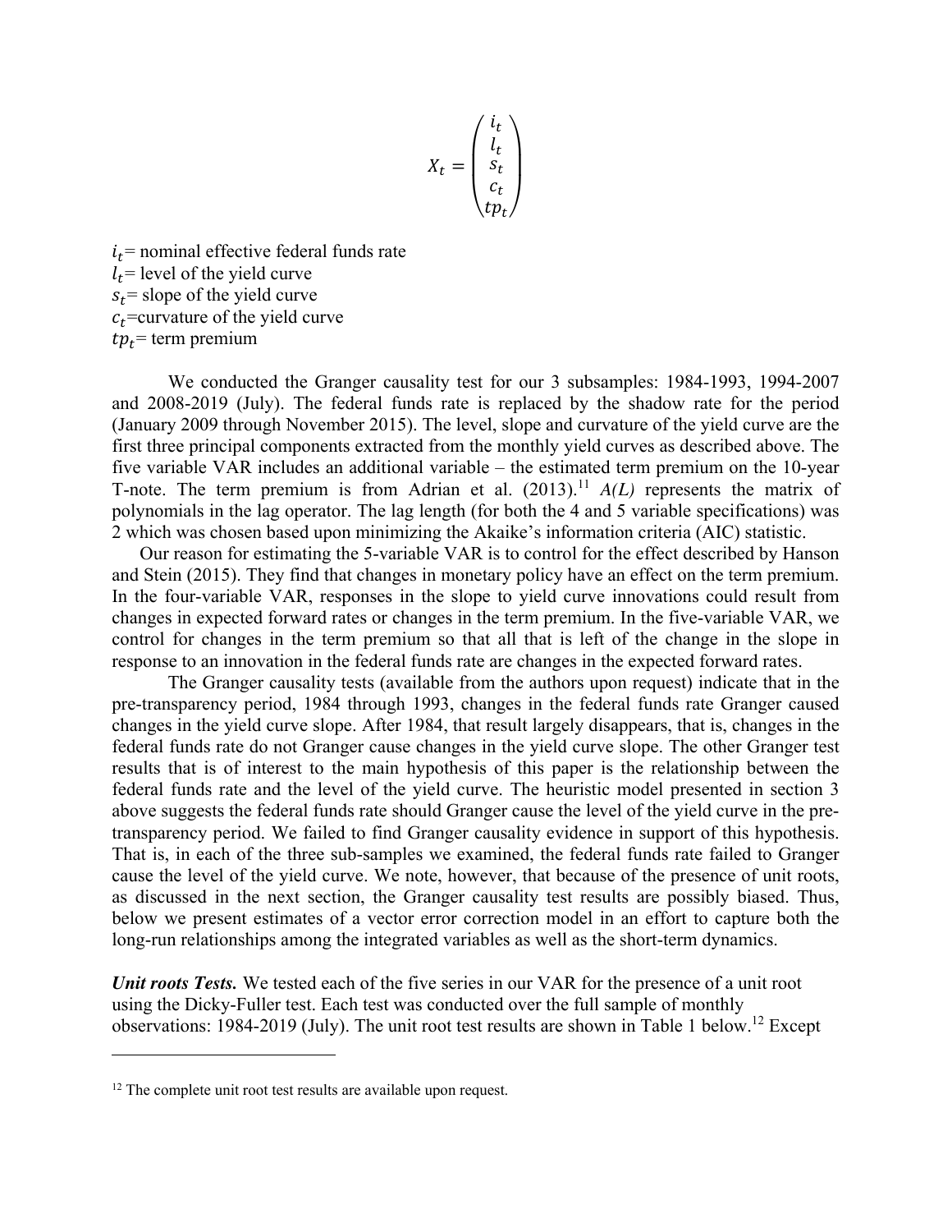$$X_t = \begin{pmatrix} i_t \\ l_t \\ s_t \\ c_t \\ tp_t \end{pmatrix}$$

$i_t$= nominal effective federal funds rate
$l_t$= level of the yield curve
$s_t$= slope of the yield curve
$c_t$=curvature of the yield curve
$tp_t$= term premium

We conducted the Granger causality test for our 3 subsamples: 1984-1993, 1994-2007 and 2008-2019 (July). The federal funds rate is replaced by the shadow rate for the period (January 2009 through November 2015). The level, slope and curvature of the yield curve are the first three principal components extracted from the monthly yield curves as described above. The five variable VAR includes an additional variable – the estimated term premium on the 10-year T-note. The term premium is from Adrian et al. (2013).[11] *A(L)* represents the matrix of polynomials in the lag operator. The lag length (for both the 4 and 5 variable specifications) was 2 which was chosen based upon minimizing the Akaike's information criteria (AIC) statistic.

Our reason for estimating the 5-variable VAR is to control for the effect described by Hanson and Stein (2015). They find that changes in monetary policy have an effect on the term premium. In the four-variable VAR, responses in the slope to yield curve innovations could result from changes in expected forward rates or changes in the term premium. In the five-variable VAR, we control for changes in the term premium so that all that is left of the change in the slope in response to an innovation in the federal funds rate are changes in the expected forward rates.

The Granger causality tests (available from the authors upon request) indicate that in the pre-transparency period, 1984 through 1993, changes in the federal funds rate Granger caused changes in the yield curve slope. After 1984, that result largely disappears, that is, changes in the federal funds rate do not Granger cause changes in the yield curve slope. The other Granger test results that is of interest to the main hypothesis of this paper is the relationship between the federal funds rate and the level of the yield curve. The heuristic model presented in section 3 above suggests the federal funds rate should Granger cause the level of the yield curve in the pre-transparency period. We failed to find Granger causality evidence in support of this hypothesis. That is, in each of the three sub-samples we examined, the federal funds rate failed to Granger cause the level of the yield curve. We note, however, that because of the presence of unit roots, as discussed in the next section, the Granger causality test results are possibly biased. Thus, below we present estimates of a vector error correction model in an effort to capture both the long-run relationships among the integrated variables as well as the short-term dynamics.

***Unit roots Tests.*** We tested each of the five series in our VAR for the presence of a unit root using the Dicky-Fuller test. Each test was conducted over the full sample of monthly observations: 1984-2019 (July). The unit root test results are shown in Table 1 below.[12] Except

[12] The complete unit root test results are available upon request.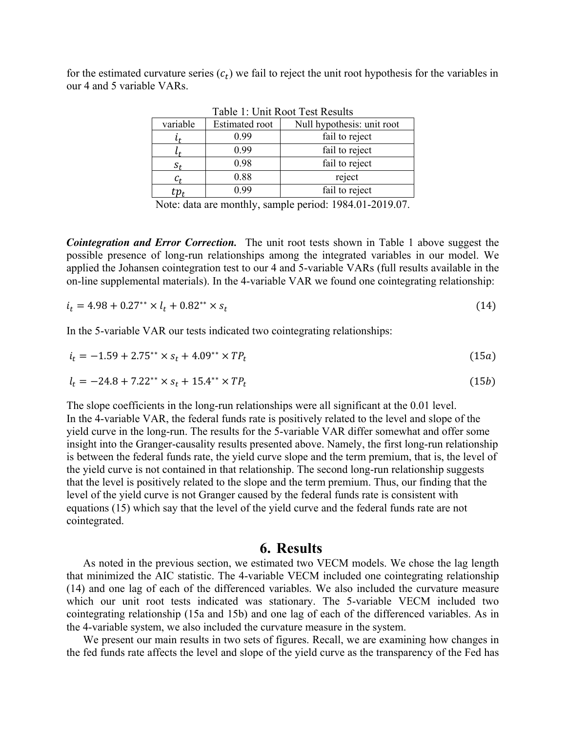for the estimated curvature series ($c_t$) we fail to reject the unit root hypothesis for the variables in our 4 and 5 variable VARs.

Table 1: Unit Root Test Results

| variable | Estimated root | Null hypothesis: unit root |
|---|---|---|
| $i_t$ | 0.99 | fail to reject |
| $l_t$ | 0.99 | fail to reject |
| $s_t$ | 0.98 | fail to reject |
| $c_t$ | 0.88 | reject |
| $tp_t$ | 0.99 | fail to reject |

Note: data are monthly, sample period: 1984.01-2019.07.

***Cointegration and Error Correction.*** The unit root tests shown in Table 1 above suggest the possible presence of long-run relationships among the integrated variables in our model. We applied the Johansen cointegration test to our 4 and 5-variable VARs (full results available in the on-line supplemental materials). In the 4-variable VAR we found one cointegrating relationship:

$$i_t = 4.98 + 0.27^{**} \times l_t + 0.82^{**} \times s_t \tag{14}$$

In the 5-variable VAR our tests indicated two cointegrating relationships:

$$i_t = -1.59 + 2.75^{**} \times s_t + 4.09^{**} \times TP_t \tag{15a}$$

$$l_t = -24.8 + 7.22^{**} \times s_t + 15.4^{**} \times TP_t \tag{15b}$$

The slope coefficients in the long-run relationships were all significant at the 0.01 level.
In the 4-variable VAR, the federal funds rate is positively related to the level and slope of the yield curve in the long-run. The results for the 5-variable VAR differ somewhat and offer some insight into the Granger-causality results presented above. Namely, the first long-run relationship is between the federal funds rate, the yield curve slope and the term premium, that is, the level of the yield curve is not contained in that relationship. The second long-run relationship suggests that the level is positively related to the slope and the term premium. Thus, our finding that the level of the yield curve is not Granger caused by the federal funds rate is consistent with equations (15) which say that the level of the yield curve and the federal funds rate are not cointegrated.

# 6. Results

As noted in the previous section, we estimated two VECM models. We chose the lag length that minimized the AIC statistic. The 4-variable VECM included one cointegrating relationship (14) and one lag of each of the differenced variables. We also included the curvature measure which our unit root tests indicated was stationary. The 5-variable VECM included two cointegrating relationship (15a and 15b) and one lag of each of the differenced variables. As in the 4-variable system, we also included the curvature measure in the system.

We present our main results in two sets of figures. Recall, we are examining how changes in the fed funds rate affects the level and slope of the yield curve as the transparency of the Fed has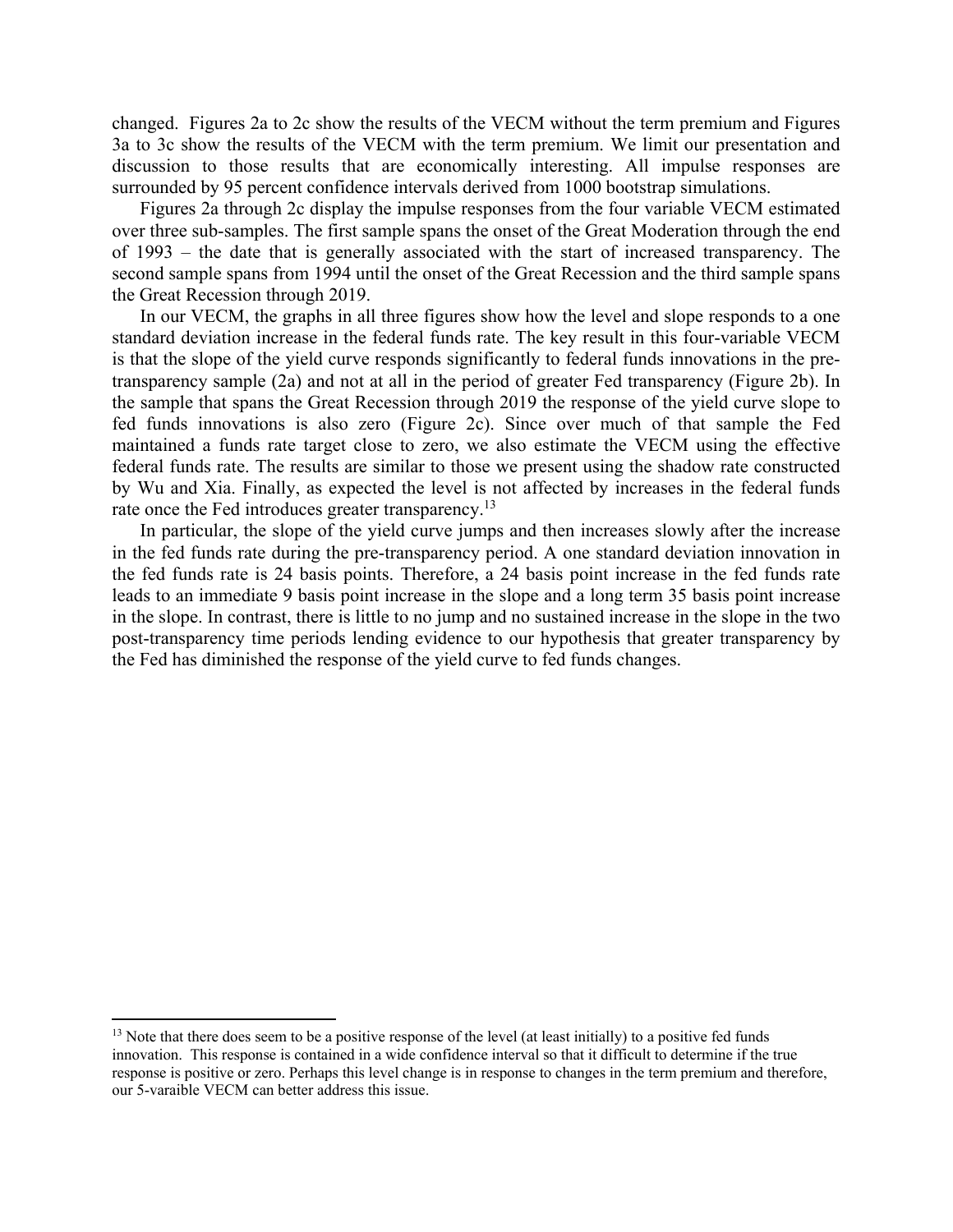changed. Figures 2a to 2c show the results of the VECM without the term premium and Figures 3a to 3c show the results of the VECM with the term premium. We limit our presentation and discussion to those results that are economically interesting. All impulse responses are surrounded by 95 percent confidence intervals derived from 1000 bootstrap simulations.

Figures 2a through 2c display the impulse responses from the four variable VECM estimated over three sub-samples. The first sample spans the onset of the Great Moderation through the end of 1993 – the date that is generally associated with the start of increased transparency. The second sample spans from 1994 until the onset of the Great Recession and the third sample spans the Great Recession through 2019.

In our VECM, the graphs in all three figures show how the level and slope responds to a one standard deviation increase in the federal funds rate. The key result in this four-variable VECM is that the slope of the yield curve responds significantly to federal funds innovations in the pre-transparency sample (2a) and not at all in the period of greater Fed transparency (Figure 2b). In the sample that spans the Great Recession through 2019 the response of the yield curve slope to fed funds innovations is also zero (Figure 2c). Since over much of that sample the Fed maintained a funds rate target close to zero, we also estimate the VECM using the effective federal funds rate. The results are similar to those we present using the shadow rate constructed by Wu and Xia. Finally, as expected the level is not affected by increases in the federal funds rate once the Fed introduces greater transparency.[13]

In particular, the slope of the yield curve jumps and then increases slowly after the increase in the fed funds rate during the pre-transparency period. A one standard deviation innovation in the fed funds rate is 24 basis points. Therefore, a 24 basis point increase in the fed funds rate leads to an immediate 9 basis point increase in the slope and a long term 35 basis point increase in the slope. In contrast, there is little to no jump and no sustained increase in the slope in the two post-transparency time periods lending evidence to our hypothesis that greater transparency by the Fed has diminished the response of the yield curve to fed funds changes.

[13] Note that there does seem to be a positive response of the level (at least initially) to a positive fed funds innovation. This response is contained in a wide confidence interval so that it difficult to determine if the true response is positive or zero. Perhaps this level change is in response to changes in the term premium and therefore, our 5-varaible VECM can better address this issue.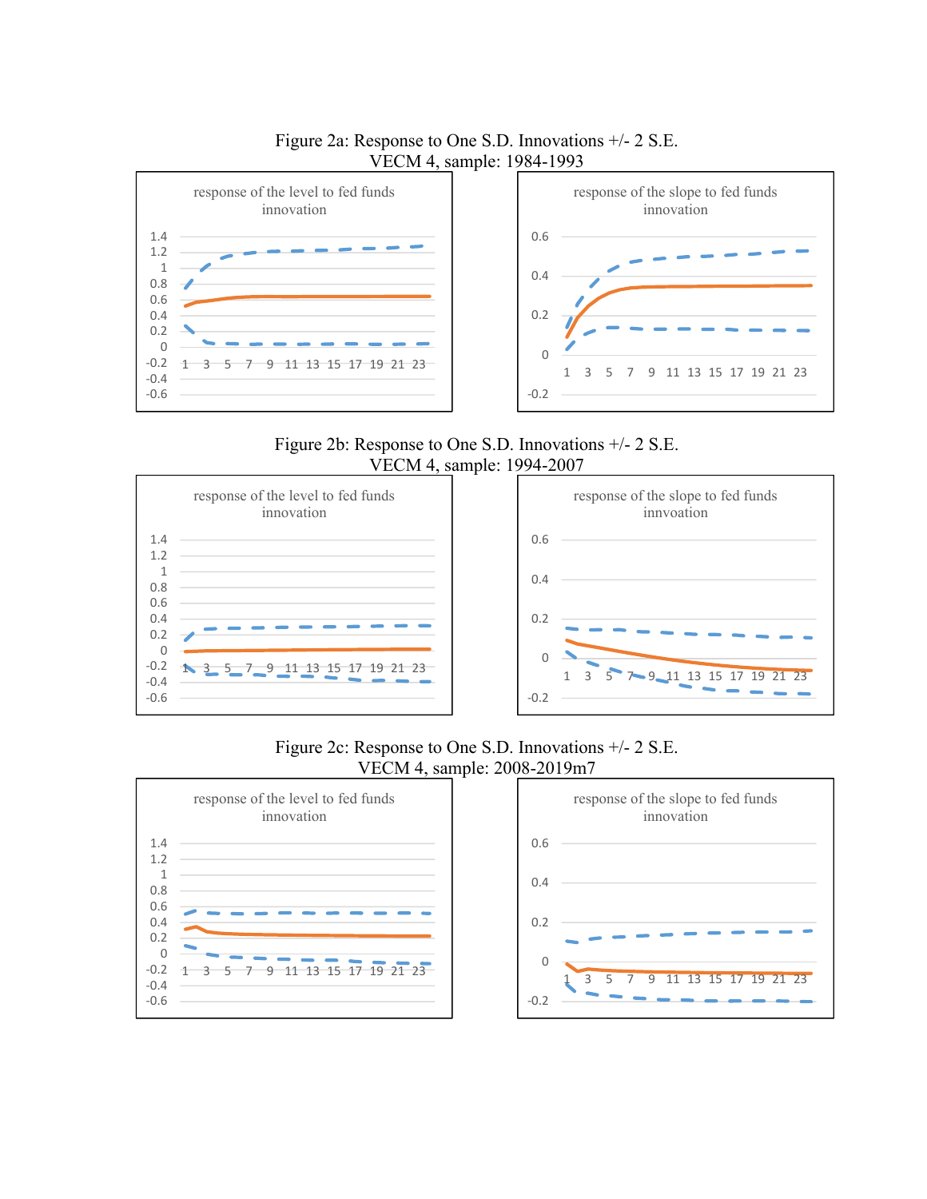Figure 2a: Response to One S.D. Innovations +/- 2 S.E.
VECM 4, sample: 1984-1993

response of the level to fed funds innovation

response of the slope to fed funds innovation

Figure 2b: Response to One S.D. Innovations +/- 2 S.E.
VECM 4, sample: 1994-2007

response of the level to fed funds innovation

response of the slope to fed funds innvoation

Figure 2c: Response to One S.D. Innovations +/- 2 S.E.
VECM 4, sample: 2008-2019m7

response of the level to fed funds innovation

response of the slope to fed funds innovation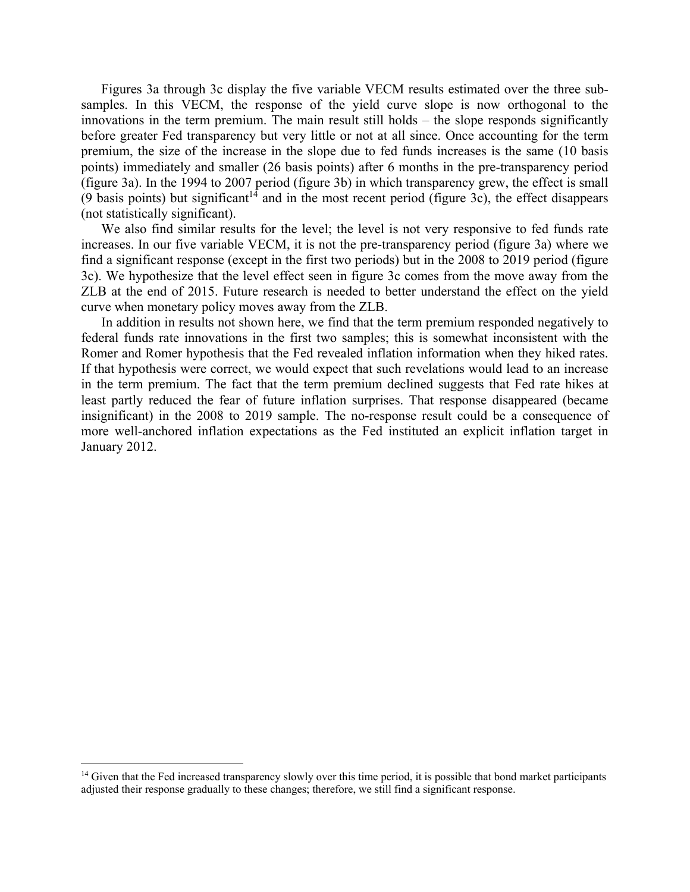Figures 3a through 3c display the five variable VECM results estimated over the three sub-samples. In this VECM, the response of the yield curve slope is now orthogonal to the innovations in the term premium. The main result still holds – the slope responds significantly before greater Fed transparency but very little or not at all since. Once accounting for the term premium, the size of the increase in the slope due to fed funds increases is the same (10 basis points) immediately and smaller (26 basis points) after 6 months in the pre-transparency period (figure 3a). In the 1994 to 2007 period (figure 3b) in which transparency grew, the effect is small (9 basis points) but significant[14] and in the most recent period (figure 3c), the effect disappears (not statistically significant).

We also find similar results for the level; the level is not very responsive to fed funds rate increases. In our five variable VECM, it is not the pre-transparency period (figure 3a) where we find a significant response (except in the first two periods) but in the 2008 to 2019 period (figure 3c). We hypothesize that the level effect seen in figure 3c comes from the move away from the ZLB at the end of 2015. Future research is needed to better understand the effect on the yield curve when monetary policy moves away from the ZLB.

In addition in results not shown here, we find that the term premium responded negatively to federal funds rate innovations in the first two samples; this is somewhat inconsistent with the Romer and Romer hypothesis that the Fed revealed inflation information when they hiked rates. If that hypothesis were correct, we would expect that such revelations would lead to an increase in the term premium. The fact that the term premium declined suggests that Fed rate hikes at least partly reduced the fear of future inflation surprises. That response disappeared (became insignificant) in the 2008 to 2019 sample. The no-response result could be a consequence of more well-anchored inflation expectations as the Fed instituted an explicit inflation target in January 2012.

[14] Given that the Fed increased transparency slowly over this time period, it is possible that bond market participants adjusted their response gradually to these changes; therefore, we still find a significant response.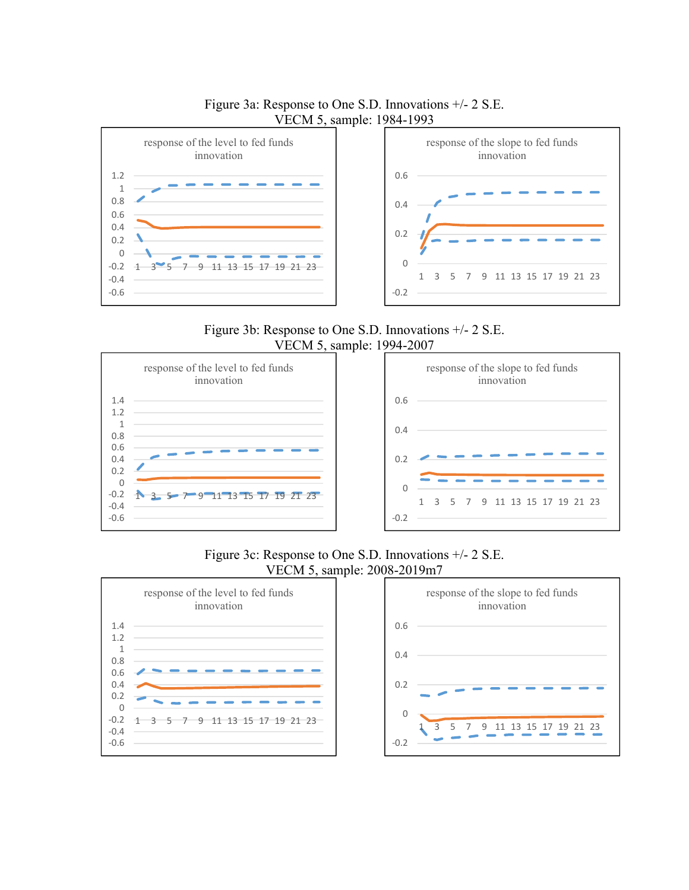Figure 3a: Response to One S.D. Innovations +/- 2 S.E.
VECM 5, sample: 1984-1993

response of the level to fed funds innovation

response of the slope to fed funds innovation

Figure 3b: Response to One S.D. Innovations +/- 2 S.E.
VECM 5, sample: 1994-2007

response of the level to fed funds innovation

response of the slope to fed funds innovation

Figure 3c: Response to One S.D. Innovations +/- 2 S.E.
VECM 5, sample: 2008-2019m7

response of the level to fed funds innovation

response of the slope to fed funds innovation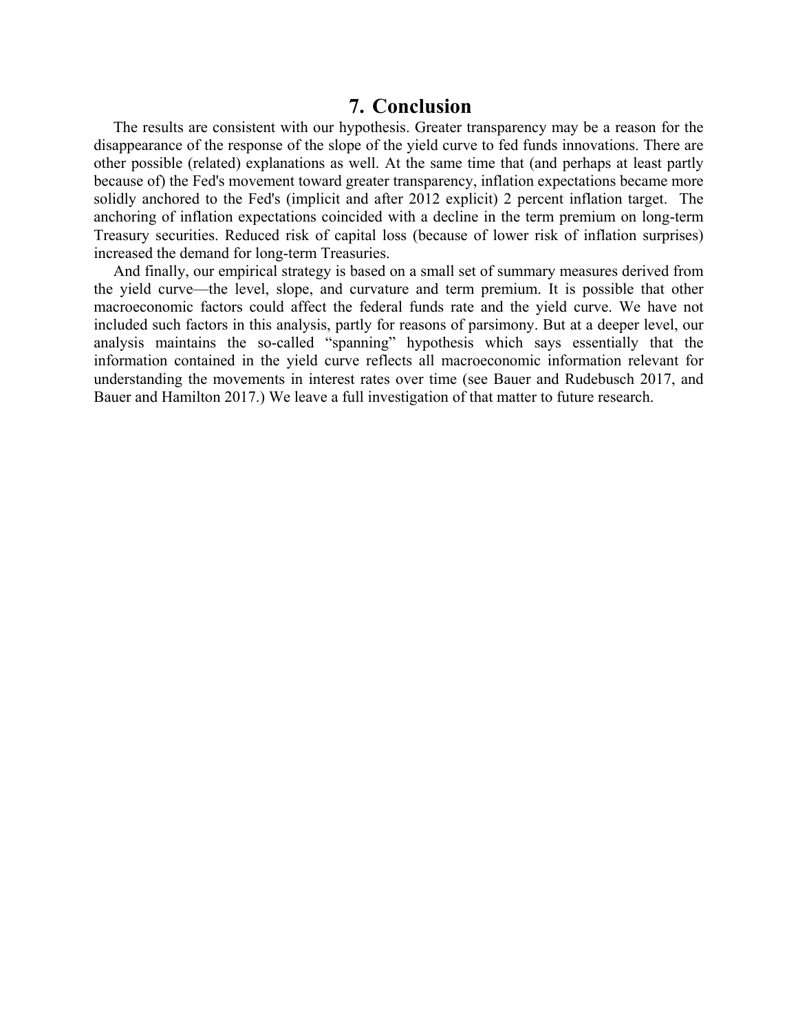## 7. Conclusion

The results are consistent with our hypothesis. Greater transparency may be a reason for the disappearance of the response of the slope of the yield curve to fed funds innovations. There are other possible (related) explanations as well. At the same time that (and perhaps at least partly because of) the Fed's movement toward greater transparency, inflation expectations became more solidly anchored to the Fed's (implicit and after 2012 explicit) 2 percent inflation target. The anchoring of inflation expectations coincided with a decline in the term premium on long-term Treasury securities. Reduced risk of capital loss (because of lower risk of inflation surprises) increased the demand for long-term Treasuries.

And finally, our empirical strategy is based on a small set of summary measures derived from the yield curve—the level, slope, and curvature and term premium. It is possible that other macroeconomic factors could affect the federal funds rate and the yield curve. We have not included such factors in this analysis, partly for reasons of parsimony. But at a deeper level, our analysis maintains the so-called "spanning" hypothesis which says essentially that the information contained in the yield curve reflects all macroeconomic information relevant for understanding the movements in interest rates over time (see Bauer and Rudebusch 2017, and Bauer and Hamilton 2017.) We leave a full investigation of that matter to future research.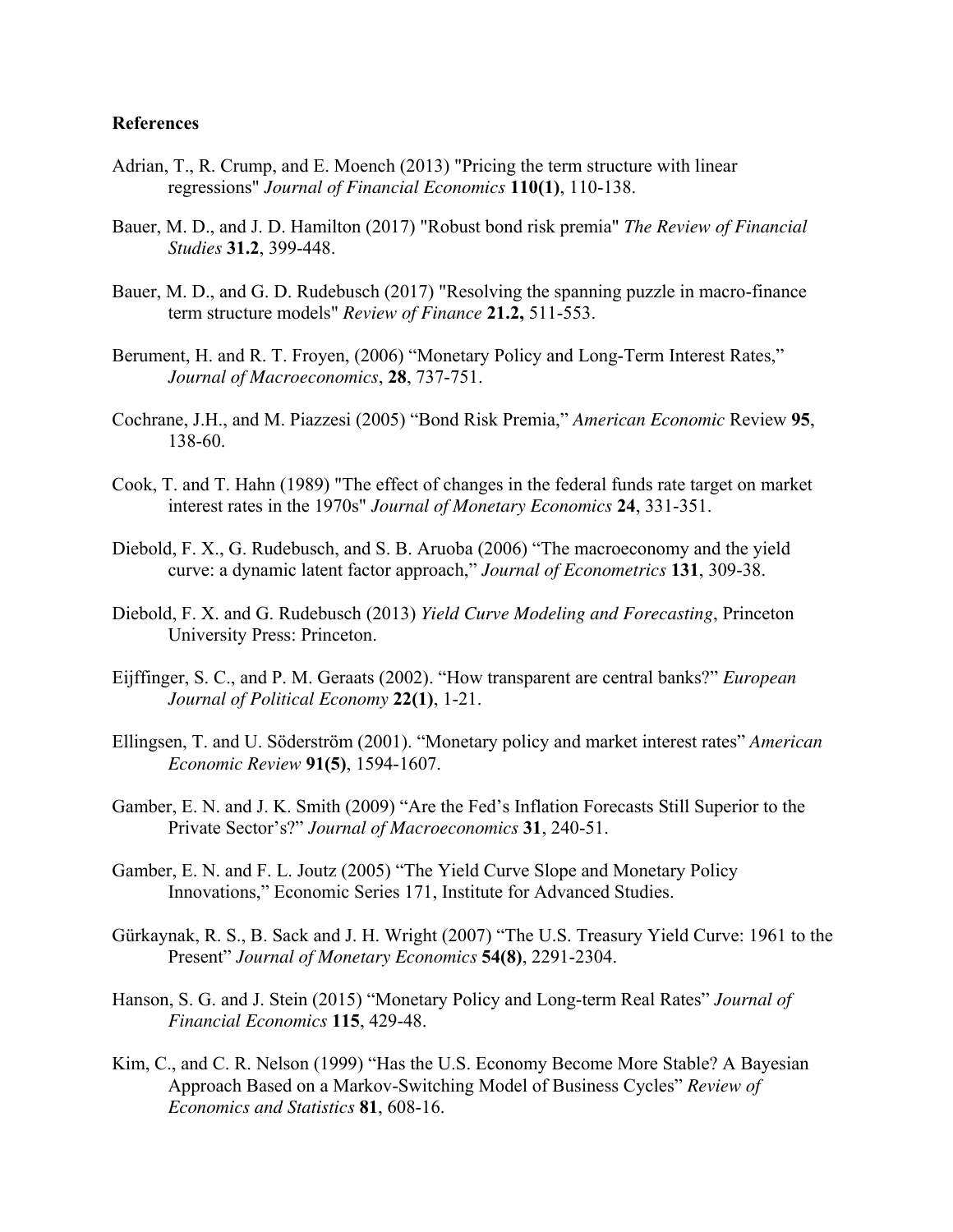**References**

Adrian, T., R. Crump, and E. Moench (2013) "Pricing the term structure with linear regressions" *Journal of Financial Economics* **110(1)**, 110-138.

Bauer, M. D., and J. D. Hamilton (2017) "Robust bond risk premia" *The Review of Financial Studies* **31.2**, 399-448.

Bauer, M. D., and G. D. Rudebusch (2017) "Resolving the spanning puzzle in macro-finance term structure models" *Review of Finance* **21.2,** 511-553.

Berument, H. and R. T. Froyen, (2006) "Monetary Policy and Long-Term Interest Rates," *Journal of Macroeconomics*, **28**, 737-751.

Cochrane, J.H., and M. Piazzesi (2005) "Bond Risk Premia," *American Economic* Review **95**, 138-60.

Cook, T. and T. Hahn (1989) "The effect of changes in the federal funds rate target on market interest rates in the 1970s" *Journal of Monetary Economics* **24**, 331-351.

Diebold, F. X., G. Rudebusch, and S. B. Aruoba (2006) "The macroeconomy and the yield curve: a dynamic latent factor approach," *Journal of Econometrics* **131**, 309-38.

Diebold, F. X. and G. Rudebusch (2013) *Yield Curve Modeling and Forecasting*, Princeton University Press: Princeton.

Eijffinger, S. C., and P. M. Geraats (2002). "How transparent are central banks?" *European Journal of Political Economy* **22(1)**, 1-21.

Ellingsen, T. and U. Söderström (2001). "Monetary policy and market interest rates" *American Economic Review* **91(5)**, 1594-1607.

Gamber, E. N. and J. K. Smith (2009) "Are the Fed's Inflation Forecasts Still Superior to the Private Sector's?" *Journal of Macroeconomics* **31**, 240-51.

Gamber, E. N. and F. L. Joutz (2005) "The Yield Curve Slope and Monetary Policy Innovations," Economic Series 171, Institute for Advanced Studies.

Gürkaynak, R. S., B. Sack and J. H. Wright (2007) "The U.S. Treasury Yield Curve: 1961 to the Present" *Journal of Monetary Economics* **54(8)**, 2291-2304.

Hanson, S. G. and J. Stein (2015) "Monetary Policy and Long-term Real Rates" *Journal of Financial Economics* **115**, 429-48.

Kim, C., and C. R. Nelson (1999) "Has the U.S. Economy Become More Stable? A Bayesian Approach Based on a Markov-Switching Model of Business Cycles" *Review of Economics and Statistics* **81**, 608-16.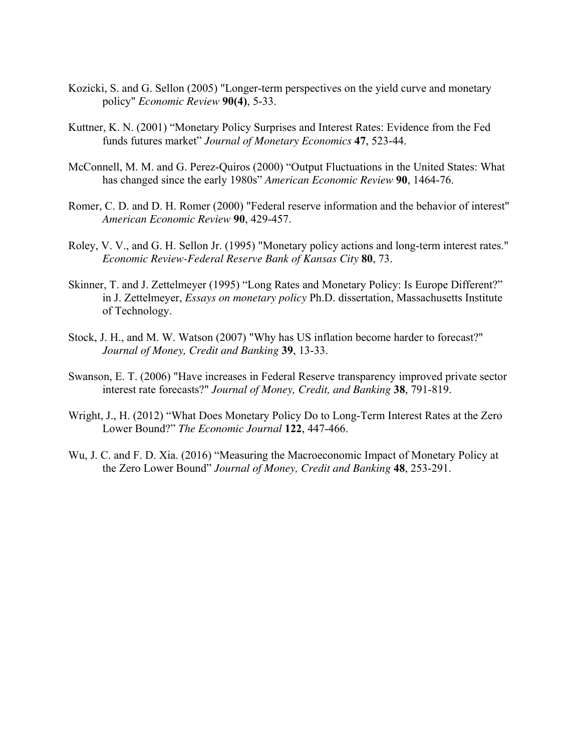Kozicki, S. and G. Sellon (2005) "Longer-term perspectives on the yield curve and monetary policy" *Economic Review* **90(4)**, 5-33.

Kuttner, K. N. (2001) “Monetary Policy Surprises and Interest Rates: Evidence from the Fed funds futures market” *Journal of Monetary Economics* **47**, 523-44.

McConnell, M. M. and G. Perez-Quiros (2000) “Output Fluctuations in the United States: What has changed since the early 1980s” *American Economic Review* **90**, 1464-76.

Romer, C. D. and D. H. Romer (2000) "Federal reserve information and the behavior of interest" *American Economic Review* **90**, 429-457.

Roley, V. V., and G. H. Sellon Jr. (1995) "Monetary policy actions and long-term interest rates." *Economic Review-Federal Reserve Bank of Kansas City* **80**, 73.

Skinner, T. and J. Zettelmeyer (1995) “Long Rates and Monetary Policy: Is Europe Different?” in J. Zettelmeyer, *Essays on monetary policy* Ph.D. dissertation, Massachusetts Institute of Technology.

Stock, J. H., and M. W. Watson (2007) "Why has US inflation become harder to forecast?" *Journal of Money, Credit and Banking* **39**, 13-33.

Swanson, E. T. (2006) "Have increases in Federal Reserve transparency improved private sector interest rate forecasts?" *Journal of Money, Credit, and Banking* **38**, 791-819.

Wright, J., H. (2012) “What Does Monetary Policy Do to Long-Term Interest Rates at the Zero Lower Bound?” *The Economic Journal* **122**, 447-466.

Wu, J. C. and F. D. Xia. (2016) “Measuring the Macroeconomic Impact of Monetary Policy at the Zero Lower Bound” *Journal of Money, Credit and Banking* **48**, 253-291.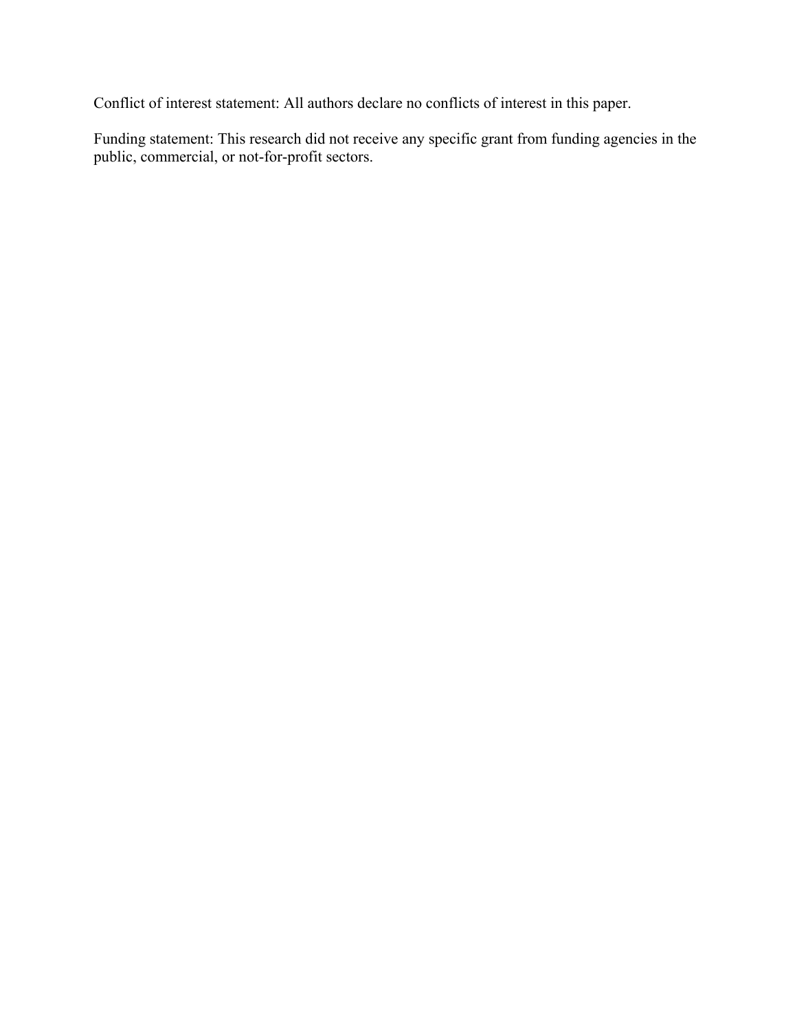Conflict of interest statement: All authors declare no conflicts of interest in this paper.

Funding statement: This research did not receive any specific grant from funding agencies in the public, commercial, or not-for-profit sectors.